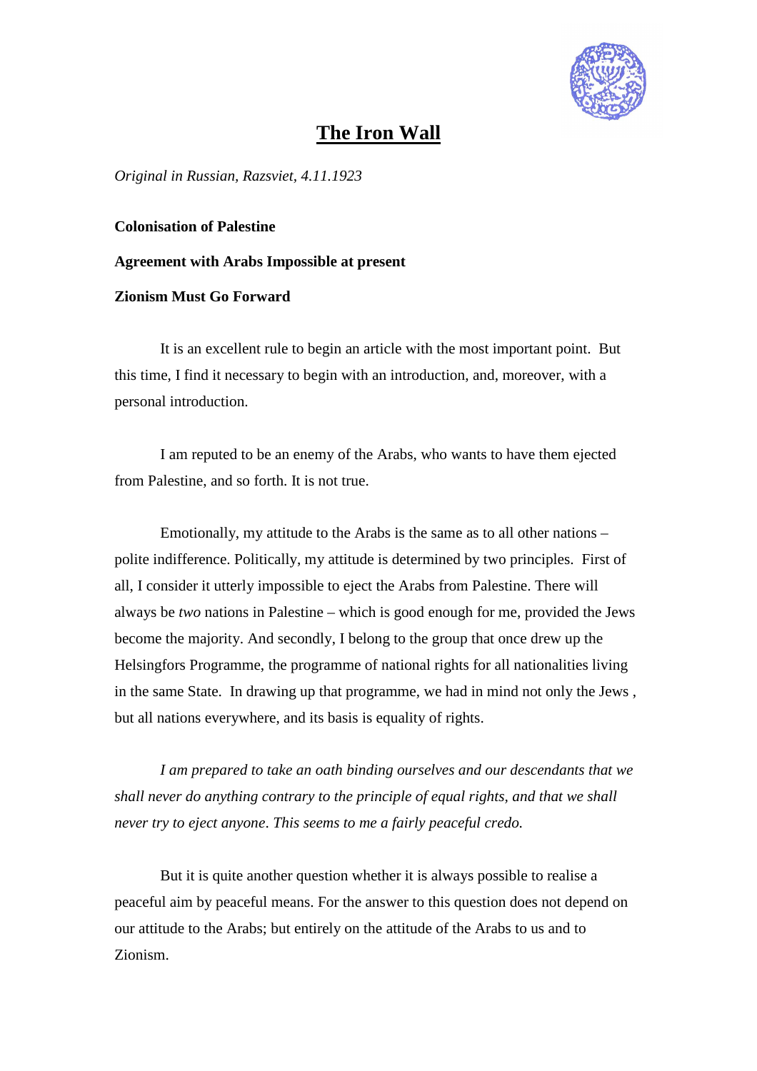# The Iron Wall

*Original in Russian, Razsviet, 4.11.1923*

**Colonisation of Palestine**

**Agreement with Arabs Impossible at present**

**Zionism Must Go Forward**

It is an excellent rule to begin an article with the most important point. But this time, I find it necessary to begin with an introduction, and, moreover, with a personal introduction.

I am reputed to be an enemy of the Arabs, who wants to have them ejected from Palestine, and so forth. It is not true.

Emotionally, my attitude to the Arabs is the same as to all other nations – polite indifference. Politically, my attitude is determined by two principles. First of all, I consider it utterly impossible to eject the Arabs from Palestine. There will always be *two* nations in Palestine – which is good enough for me, provided the Jews become the majority. And secondly, I belong to the group that once drew up the Helsingfors Programme, the programme of national rights for all nationalities living in the same State. In drawing up that programme, we had in mind not only the Jews , but all nations everywhere, and its basis is equality of rights.

*I am prepared to take an oath binding ourselves and our descendants that we shall never do anything contrary to the principle of equal rights, and that we shall never try to eject anyone. This seems to me a fairly peaceful credo.*

But it is quite another question whether it is always possible to realise a peaceful aim by peaceful means. For the answer to this question does not depend on our attitude to the Arabs; but entirely on the attitude of the Arabs to us and to Zionism.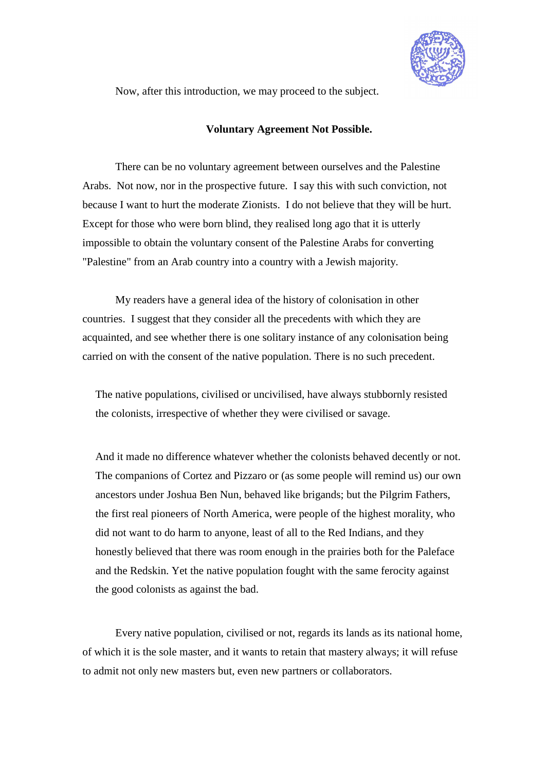Now, after this introduction, we may proceed to the subject.

### Voluntary Agreement Not Possible.

There can be no voluntary agreement between ourselves and the Palestine Arabs. Not now, nor in the prospective future. I say this with such conviction, not because I want to hurt the moderate Zionists. I do not believe that they will be hurt. Except for those who were born blind, they realised long ago that it is utterly impossible to obtain the voluntary consent of the Palestine Arabs for converting "Palestine" from an Arab country into a country with a Jewish majority.

My readers have a general idea of the history of colonisation in other countries. I suggest that they consider all the precedents with which they are acquainted, and see whether there is one solitary instance of any colonisation being carried on with the consent of the native population. There is no such precedent.

The native populations, civilised or uncivilised, have always stubbornly resisted the colonists, irrespective of whether they were civilised or savage.

And it made no difference whatever whether the colonists behaved decently or not. The companions of Cortez and Pizzaro or (as some people will remind us) our own ancestors under Joshua Ben Nun, behaved like brigands; but the Pilgrim Fathers, the first real pioneers of North America, were people of the highest morality, who did not want to do harm to anyone, least of all to the Red Indians, and they honestly believed that there was room enough in the prairies both for the Paleface and the Redskin. Yet the native population fought with the same ferocity against the good colonists as against the bad.

Every native population, civilised or not, regards its lands as its national home, of which it is the sole master, and it wants to retain that mastery always; it will refuse to admit not only new masters but, even new partners or collaborators.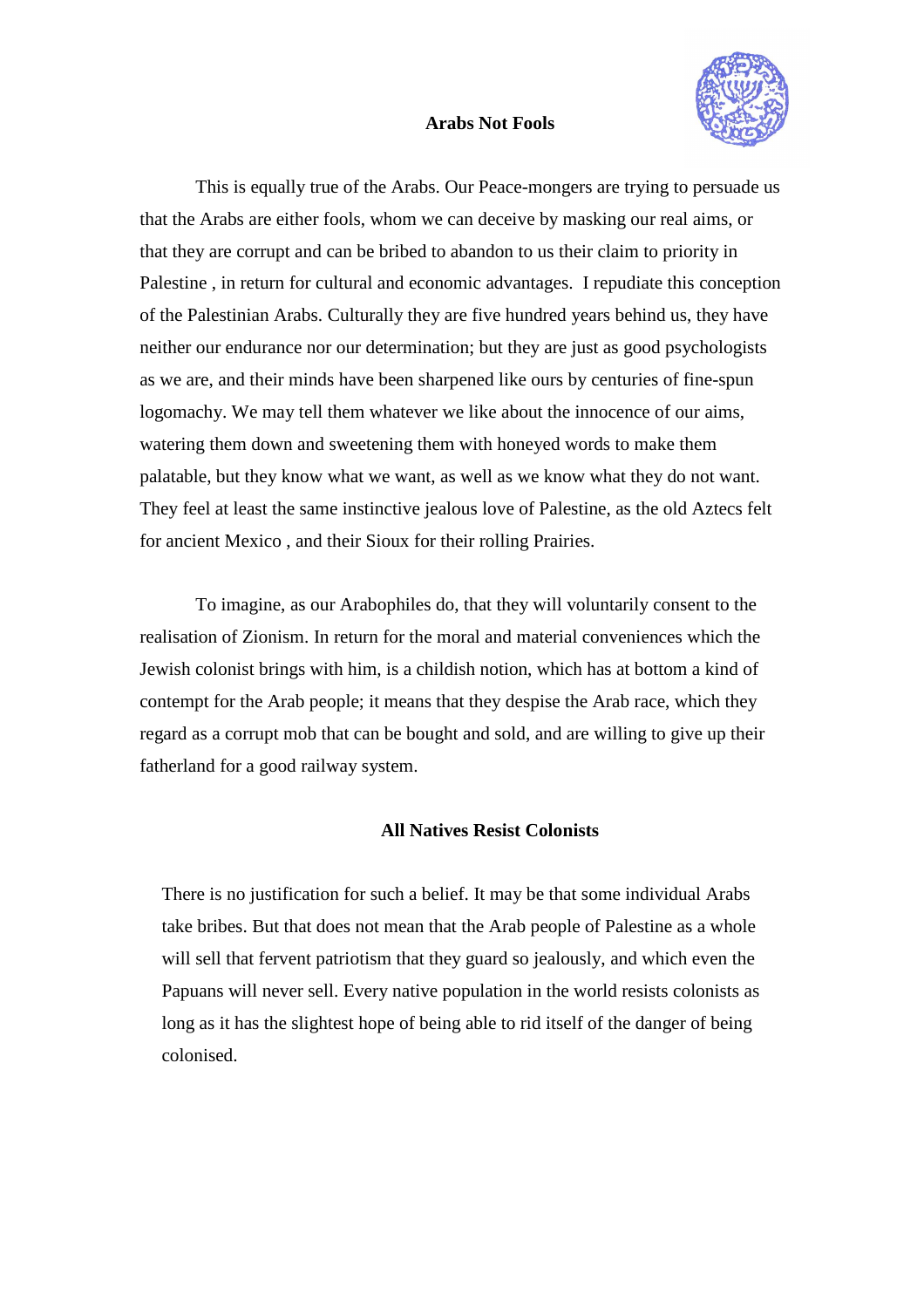**Arabs Not Fools**

This is equally true of the Arabs. Our Peace-mongers are trying to persuade us that the Arabs are either fools, whom we can deceive by masking our real aims, or that they are corrupt and can be bribed to abandon to us their claim to priority in Palestine , in return for cultural and economic advantages. I repudiate this conception of the Palestinian Arabs. Culturally they are five hundred years behind us, they have neither our endurance nor our determination; but they are just as good psychologists as we are, and their minds have been sharpened like ours by centuries of fine-spun logomachy. We may tell them whatever we like about the innocence of our aims, watering them down and sweetening them with honeyed words to make them palatable, but they know what we want, as well as we know what they do not want. They feel at least the same instinctive jealous love of Palestine, as the old Aztecs felt for ancient Mexico , and their Sioux for their rolling Prairies.

To imagine, as our Arabophiles do, that they will voluntarily consent to the realisation of Zionism. In return for the moral and material conveniences which the Jewish colonist brings with him, is a childish notion, which has at bottom a kind of contempt for the Arab people; it means that they despise the Arab race, which they regard as a corrupt mob that can be bought and sold, and are willing to give up their fatherland for a good railway system.

**All Natives Resist Colonists**

There is no justification for such a belief. It may be that some individual Arabs take bribes. But that does not mean that the Arab people of Palestine as a whole will sell that fervent patriotism that they guard so jealously, and which even the Papuans will never sell. Every native population in the world resists colonists as long as it has the slightest hope of being able to rid itself of the danger of being colonised.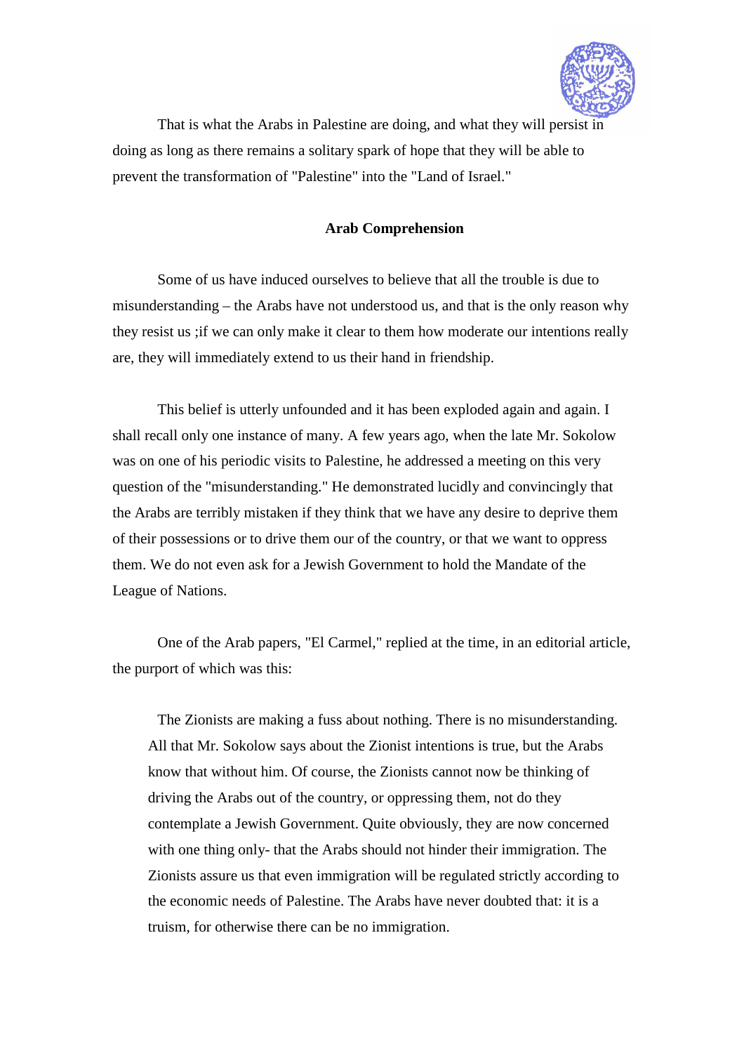That is what the Arabs in Palestine are doing, and what they will persist in doing as long as there remains a solitary spark of hope that they will be able to prevent the transformation of "Palestine" into the "Land of Israel."

**Arab Comprehension**

Some of us have induced ourselves to believe that all the trouble is due to misunderstanding – the Arabs have not understood us, and that is the only reason why they resist us ;if we can only make it clear to them how moderate our intentions really are, they will immediately extend to us their hand in friendship.

This belief is utterly unfounded and it has been exploded again and again. I shall recall only one instance of many. A few years ago, when the late Mr. Sokolow was on one of his periodic visits to Palestine, he addressed a meeting on this very question of the "misunderstanding." He demonstrated lucidly and convincingly that the Arabs are terribly mistaken if they think that we have any desire to deprive them of their possessions or to drive them our of the country, or that we want to oppress them. We do not even ask for a Jewish Government to hold the Mandate of the League of Nations.

One of the Arab papers, "El Carmel," replied at the time, in an editorial article, the purport of which was this:

> The Zionists are making a fuss about nothing. There is no misunderstanding. All that Mr. Sokolow says about the Zionist intentions is true, but the Arabs know that without him. Of course, the Zionists cannot now be thinking of driving the Arabs out of the country, or oppressing them, not do they contemplate a Jewish Government. Quite obviously, they are now concerned with one thing only- that the Arabs should not hinder their immigration. The Zionists assure us that even immigration will be regulated strictly according to the economic needs of Palestine. The Arabs have never doubted that: it is a truism, for otherwise there can be no immigration.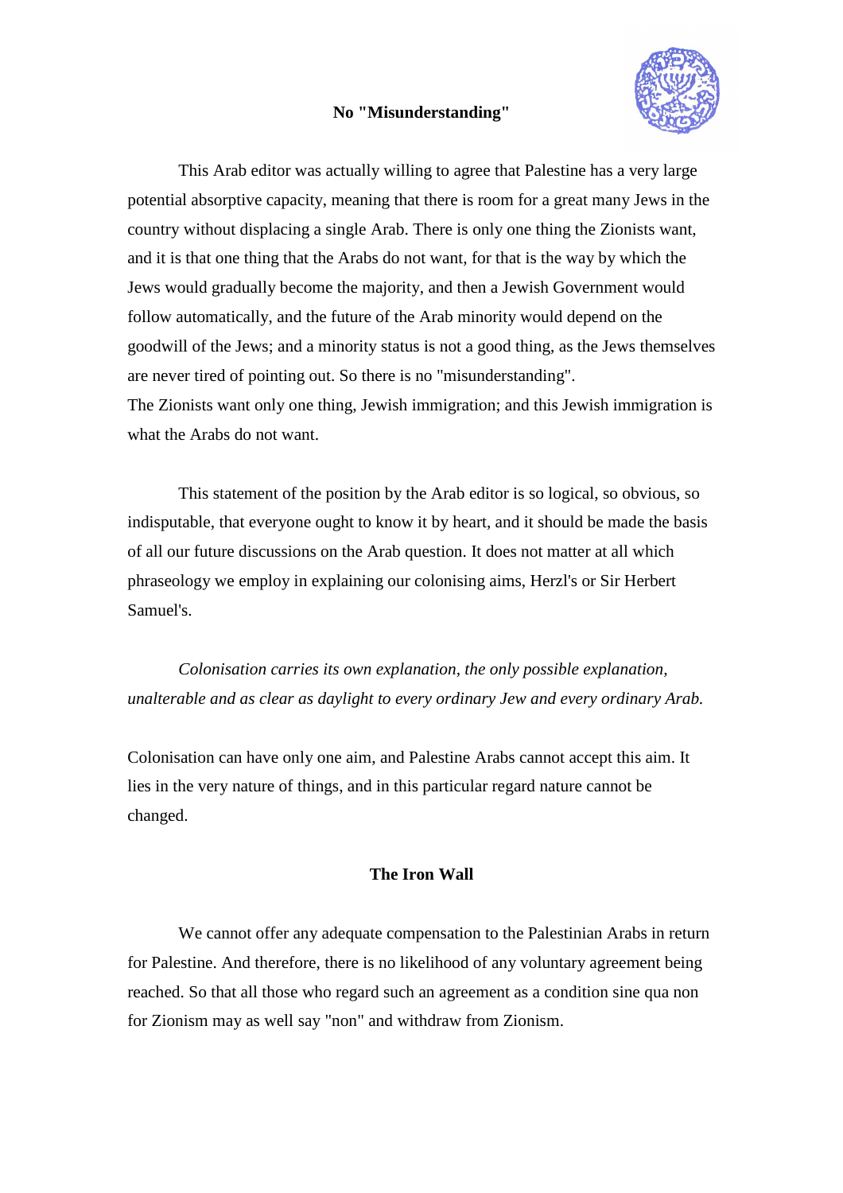## No "Misunderstanding"

This Arab editor was actually willing to agree that Palestine has a very large potential absorptive capacity, meaning that there is room for a great many Jews in the country without displacing a single Arab. There is only one thing the Zionists want, and it is that one thing that the Arabs do not want, for that is the way by which the Jews would gradually become the majority, and then a Jewish Government would follow automatically, and the future of the Arab minority would depend on the goodwill of the Jews; and a minority status is not a good thing, as the Jews themselves are never tired of pointing out. So there is no "misunderstanding".
The Zionists want only one thing, Jewish immigration; and this Jewish immigration is what the Arabs do not want.

This statement of the position by the Arab editor is so logical, so obvious, so indisputable, that everyone ought to know it by heart, and it should be made the basis of all our future discussions on the Arab question. It does not matter at all which phraseology we employ in explaining our colonising aims, Herzl's or Sir Herbert Samuel's.

*Colonisation carries its own explanation, the only possible explanation, unalterable and as clear as daylight to every ordinary Jew and every ordinary Arab.*

Colonisation can have only one aim, and Palestine Arabs cannot accept this aim. It lies in the very nature of things, and in this particular regard nature cannot be changed.

## The Iron Wall

We cannot offer any adequate compensation to the Palestinian Arabs in return for Palestine. And therefore, there is no likelihood of any voluntary agreement being reached. So that all those who regard such an agreement as a condition sine qua non for Zionism may as well say "non" and withdraw from Zionism.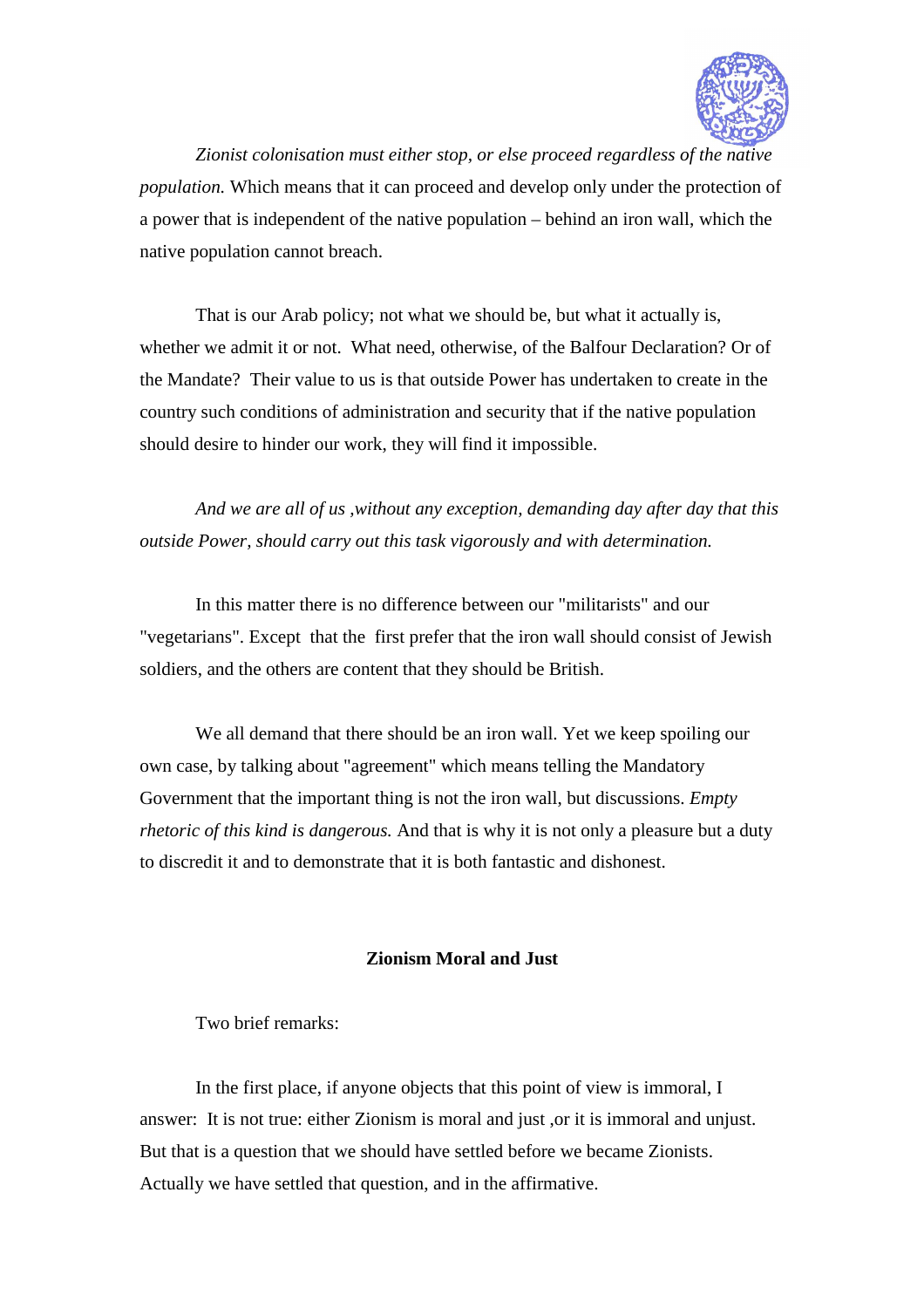*Zionist colonisation must either stop, or else proceed regardless of the native population.* Which means that it can proceed and develop only under the protection of a power that is independent of the native population – behind an iron wall, which the native population cannot breach.

That is our Arab policy; not what we should be, but what it actually is, whether we admit it or not. What need, otherwise, of the Balfour Declaration? Or of the Mandate? Their value to us is that outside Power has undertaken to create in the country such conditions of administration and security that if the native population should desire to hinder our work, they will find it impossible.

*And we are all of us ,without any exception, demanding day after day that this outside Power, should carry out this task vigorously and with determination.*

In this matter there is no difference between our "militarists" and our "vegetarians". Except that the first prefer that the iron wall should consist of Jewish soldiers, and the others are content that they should be British.

We all demand that there should be an iron wall. Yet we keep spoiling our own case, by talking about "agreement" which means telling the Mandatory Government that the important thing is not the iron wall, but discussions. *Empty rhetoric of this kind is dangerous.* And that is why it is not only a pleasure but a duty to discredit it and to demonstrate that it is both fantastic and dishonest.

## Zionism Moral and Just

Two brief remarks:

In the first place, if anyone objects that this point of view is immoral, I answer: It is not true: either Zionism is moral and just ,or it is immoral and unjust. But that is a question that we should have settled before we became Zionists. Actually we have settled that question, and in the affirmative.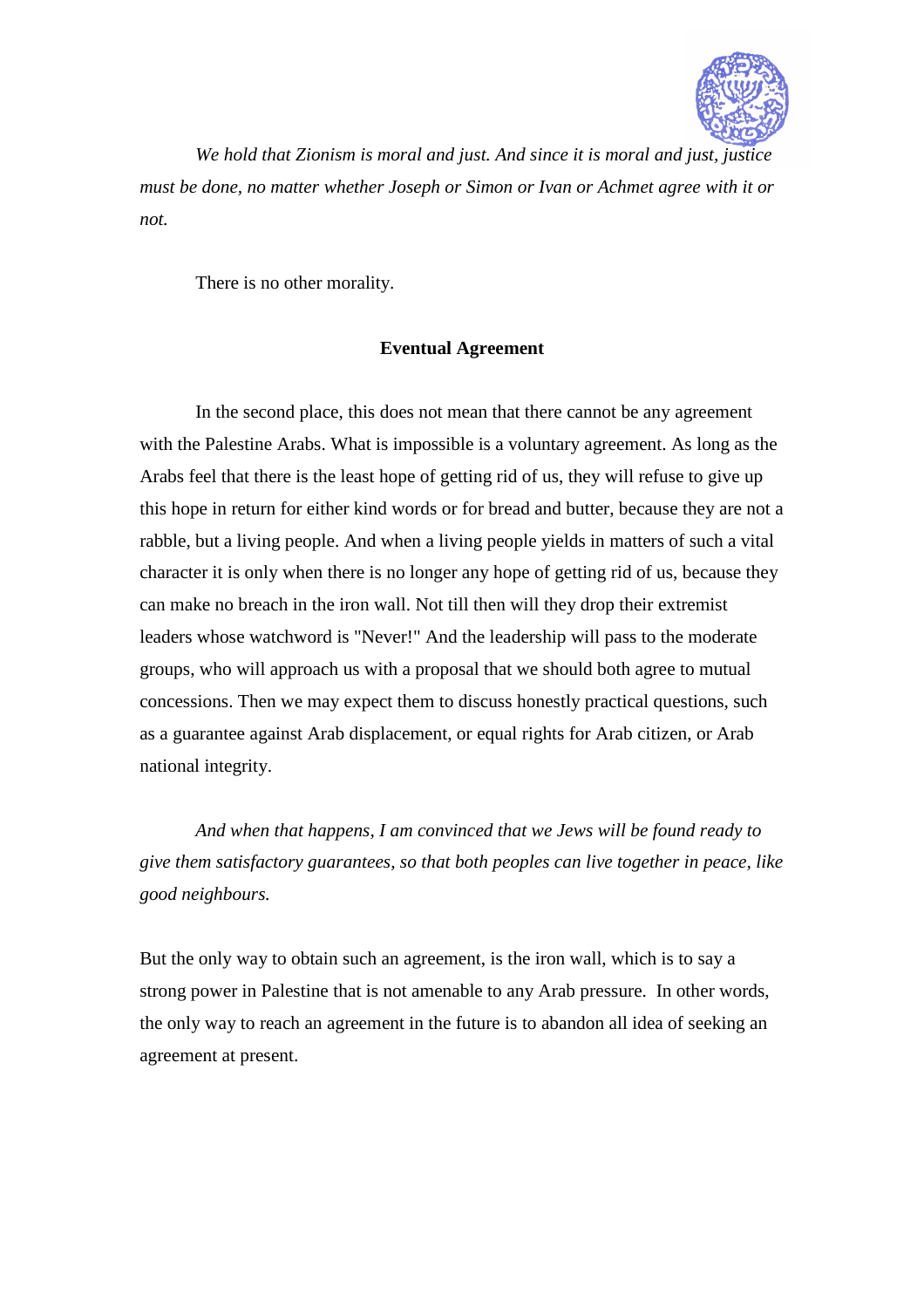*We hold that Zionism is moral and just. And since it is moral and just, justice must be done, no matter whether Joseph or Simon or Ivan or Achmet agree with it or not.*

There is no other morality.

**Eventual Agreement**

In the second place, this does not mean that there cannot be any agreement with the Palestine Arabs. What is impossible is a voluntary agreement. As long as the Arabs feel that there is the least hope of getting rid of us, they will refuse to give up this hope in return for either kind words or for bread and butter, because they are not a rabble, but a living people. And when a living people yields in matters of such a vital character it is only when there is no longer any hope of getting rid of us, because they can make no breach in the iron wall. Not till then will they drop their extremist leaders whose watchword is "Never!" And the leadership will pass to the moderate groups, who will approach us with a proposal that we should both agree to mutual concessions. Then we may expect them to discuss honestly practical questions, such as a guarantee against Arab displacement, or equal rights for Arab citizen, or Arab national integrity.

*And when that happens, I am convinced that we Jews will be found ready to give them satisfactory guarantees, so that both peoples can live together in peace, like good neighbours.*

But the only way to obtain such an agreement, is the iron wall, which is to say a strong power in Palestine that is not amenable to any Arab pressure. In other words, the only way to reach an agreement in the future is to abandon all idea of seeking an agreement at present.